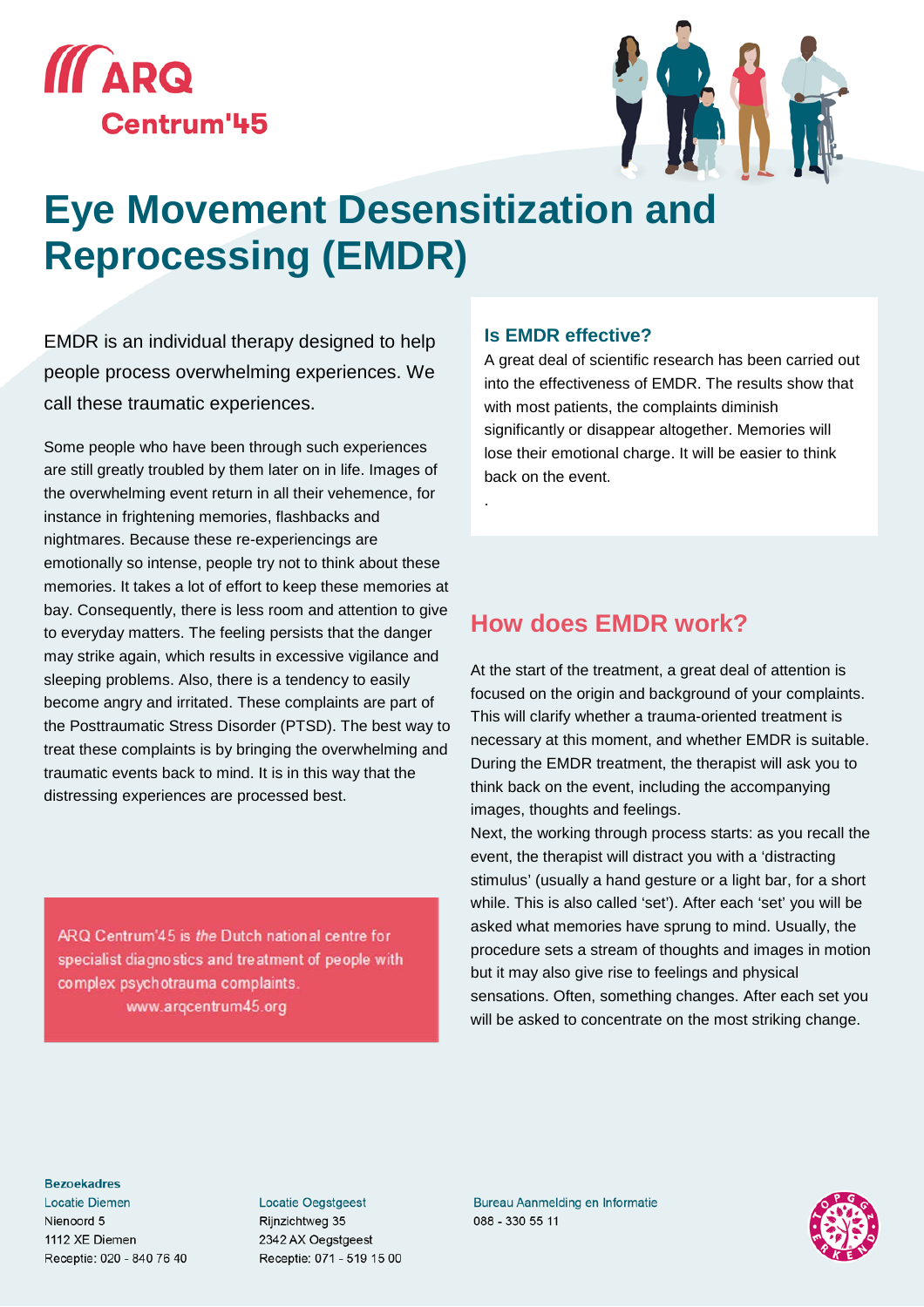ARQ Centrum'45

# Eye Movement Desensitization and Reprocessing (EMDR)

EMDR is an individual therapy designed to help people process overwhelming experiences. We call these traumatic experiences.

Some people who have been through such experiences are still greatly troubled by them later on in life. Images of the overwhelming event return in all their vehemence, for instance in frightening memories, flashbacks and nightmares. Because these re-experiencings are emotionally so intense, people try not to think about these memories. It takes a lot of effort to keep these memories at bay. Consequently, there is less room and attention to give to everyday matters. The feeling persists that the danger may strike again, which results in excessive vigilance and sleeping problems. Also, there is a tendency to easily become angry and irritated. These complaints are part of the Posttraumatic Stress Disorder (PTSD). The best way to treat these complaints is by bringing the overwhelming and traumatic events back to mind. It is in this way that the distressing experiences are processed best.

ARQ Centrum'45 is *the* Dutch national centre for specialist diagnostics and treatment of people with complex psychotrauma complaints.
www.arqcentrum45.org

### Is EMDR effective?

A great deal of scientific research has been carried out into the effectiveness of EMDR. The results show that with most patients, the complaints diminish significantly or disappear altogether. Memories will lose their emotional charge. It will be easier to think back on the event.

.

## How does EMDR work?

At the start of the treatment, a great deal of attention is focused on the origin and background of your complaints. This will clarify whether a trauma-oriented treatment is necessary at this moment, and whether EMDR is suitable. During the EMDR treatment, the therapist will ask you to think back on the event, including the accompanying images, thoughts and feelings.
Next, the working through process starts: as you recall the event, the therapist will distract you with a 'distracting stimulus' (usually a hand gesture or a light bar, for a short while. This is also called 'set'). After each 'set' you will be asked what memories have sprung to mind. Usually, the procedure sets a stream of thoughts and images in motion but it may also give rise to feelings and physical sensations. Often, something changes. After each set you will be asked to concentrate on the most striking change.

**Bezoekadres**
Locatie Diemen
Nienoord 5
1112 XE Diemen
Receptie: 020 - 840 76 40

Locatie Oegstgeest
Rijnzichtweg 35
2342 AX Oegstgeest
Receptie: 071 - 519 15 00

Bureau Aanmelding en Informatie
088 - 330 55 11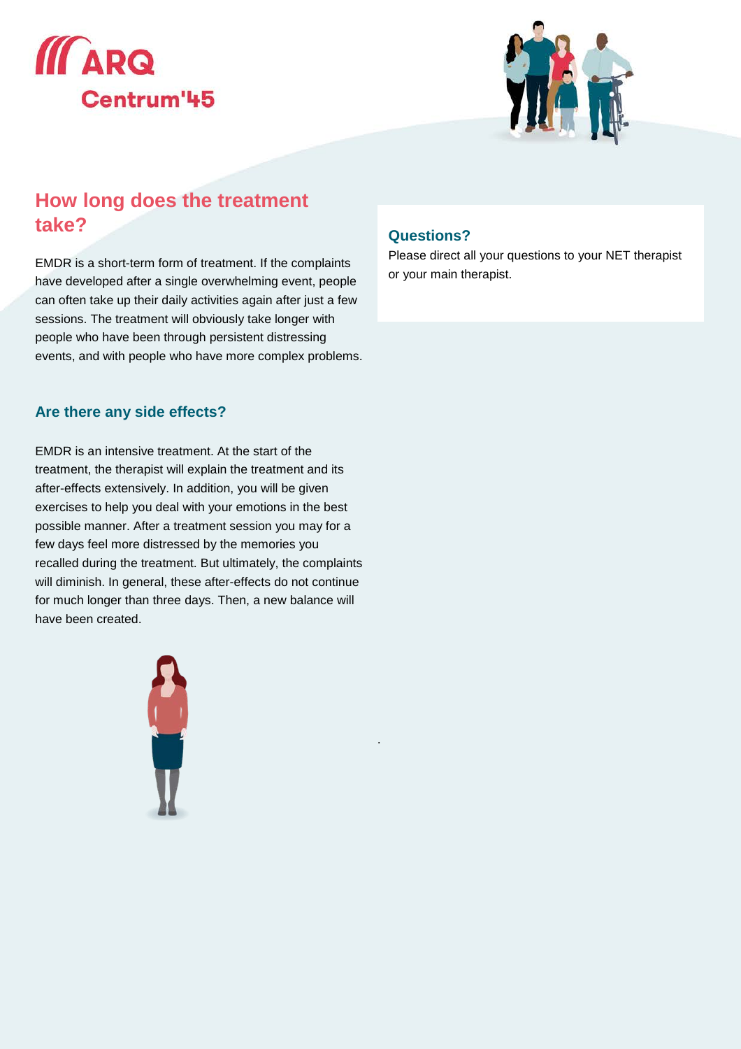ARQ Centrum'45

## How long does the treatment take?

EMDR is a short-term form of treatment. If the complaints have developed after a single overwhelming event, people can often take up their daily activities again after just a few sessions. The treatment will obviously take longer with people who have been through persistent distressing events, and with people who have more complex problems.

### Are there any side effects?

EMDR is an intensive treatment. At the start of the treatment, the therapist will explain the treatment and its after-effects extensively. In addition, you will be given exercises to help you deal with your emotions in the best possible manner. After a treatment session you may for a few days feel more distressed by the memories you recalled during the treatment. But ultimately, the complaints will diminish. In general, these after-effects do not continue for much longer than three days. Then, a new balance will have been created.

### Questions?

Please direct all your questions to your NET therapist or your main therapist.